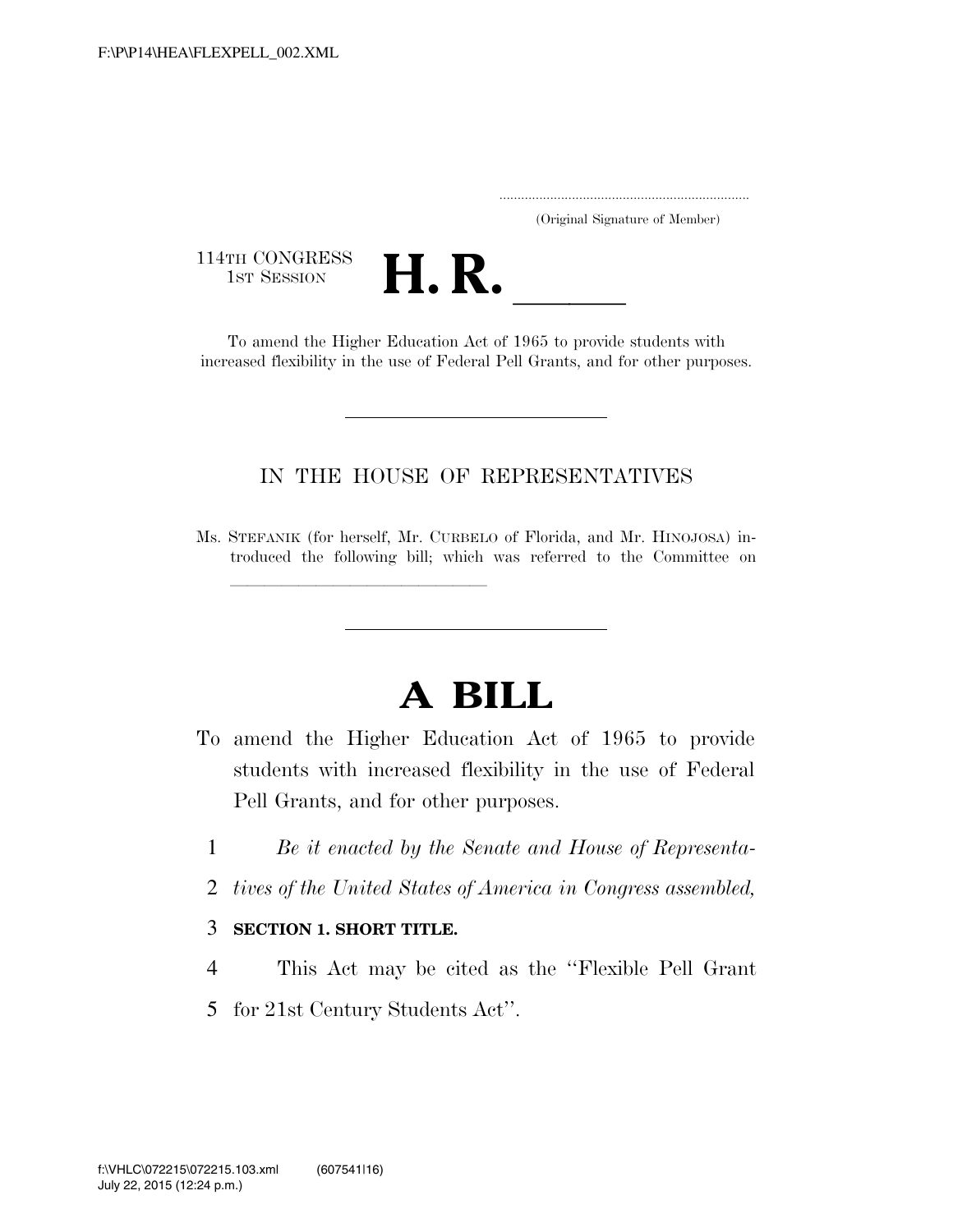(Original Signature of Member)

114TH CONGRESS
1ST SESSION

# H. R. ____

To amend the Higher Education Act of 1965 to provide students with increased flexibility in the use of Federal Pell Grants, and for other purposes.

---

IN THE HOUSE OF REPRESENTATIVES

Ms. STEFANIK (for herself, Mr. CURBELO of Florida, and Mr. HINOJOSA) introduced the following bill; which was referred to the Committee on ______________________

---

# A BILL

To amend the Higher Education Act of 1965 to provide students with increased flexibility in the use of Federal Pell Grants, and for other purposes.

1 *Be it enacted by the Senate and House of Representa-*
2 *tives of the United States of America in Congress assembled,*

3 **SECTION 1. SHORT TITLE.**

4 This Act may be cited as the "Flexible Pell Grant
5 for 21st Century Students Act".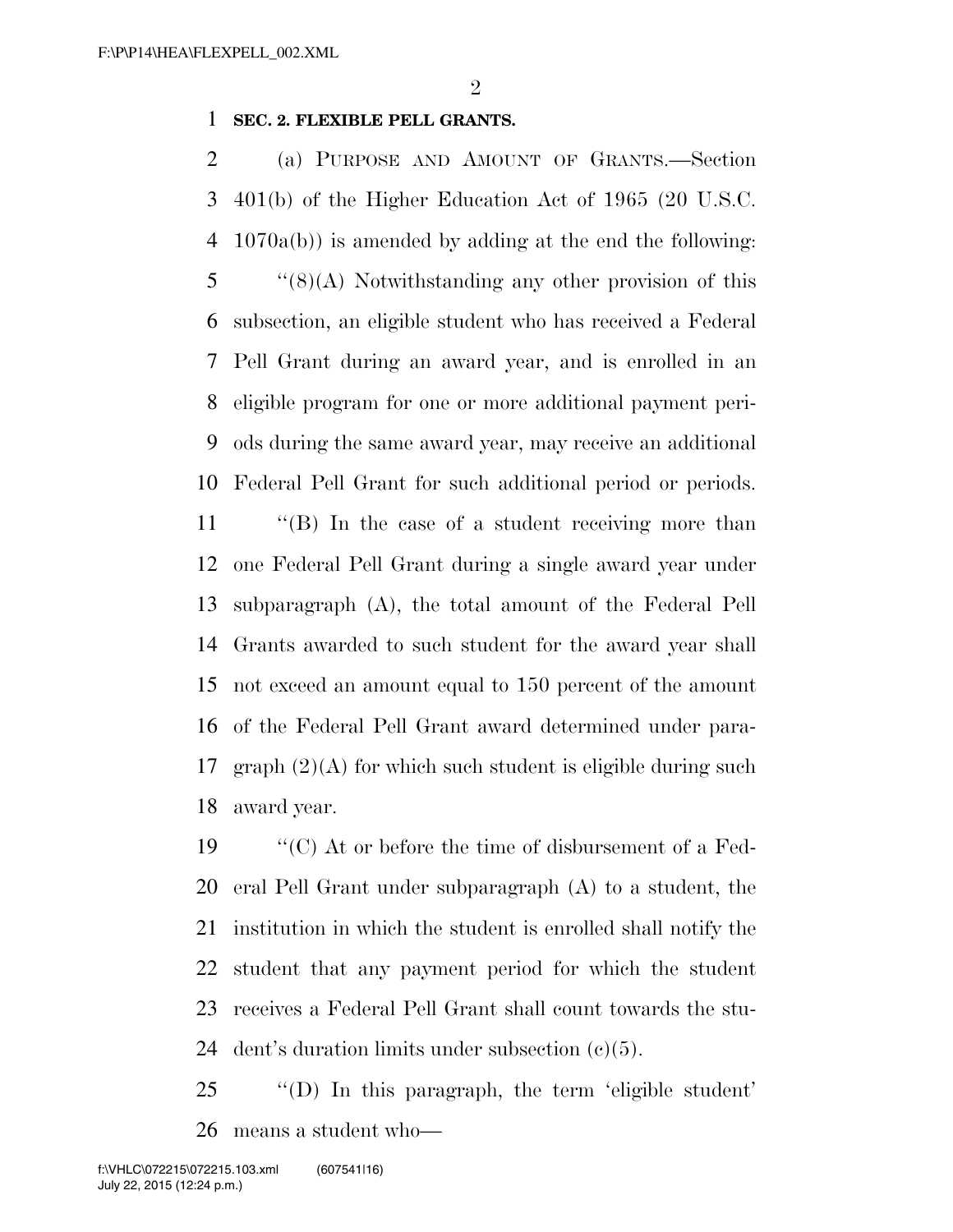**SEC. 2. FLEXIBLE PELL GRANTS.**

(a) PURPOSE AND AMOUNT OF GRANTS.—Section 401(b) of the Higher Education Act of 1965 (20 U.S.C. 1070a(b)) is amended by adding at the end the following:

"(8)(A) Notwithstanding any other provision of this subsection, an eligible student who has received a Federal Pell Grant during an award year, and is enrolled in an eligible program for one or more additional payment periods during the same award year, may receive an additional Federal Pell Grant for such additional period or periods.

"(B) In the case of a student receiving more than one Federal Pell Grant during a single award year under subparagraph (A), the total amount of the Federal Pell Grants awarded to such student for the award year shall not exceed an amount equal to 150 percent of the amount of the Federal Pell Grant award determined under paragraph (2)(A) for which such student is eligible during such award year.

"(C) At or before the time of disbursement of a Federal Pell Grant under subparagraph (A) to a student, the institution in which the student is enrolled shall notify the student that any payment period for which the student receives a Federal Pell Grant shall count towards the student's duration limits under subsection (c)(5).

"(D) In this paragraph, the term 'eligible student' means a student who—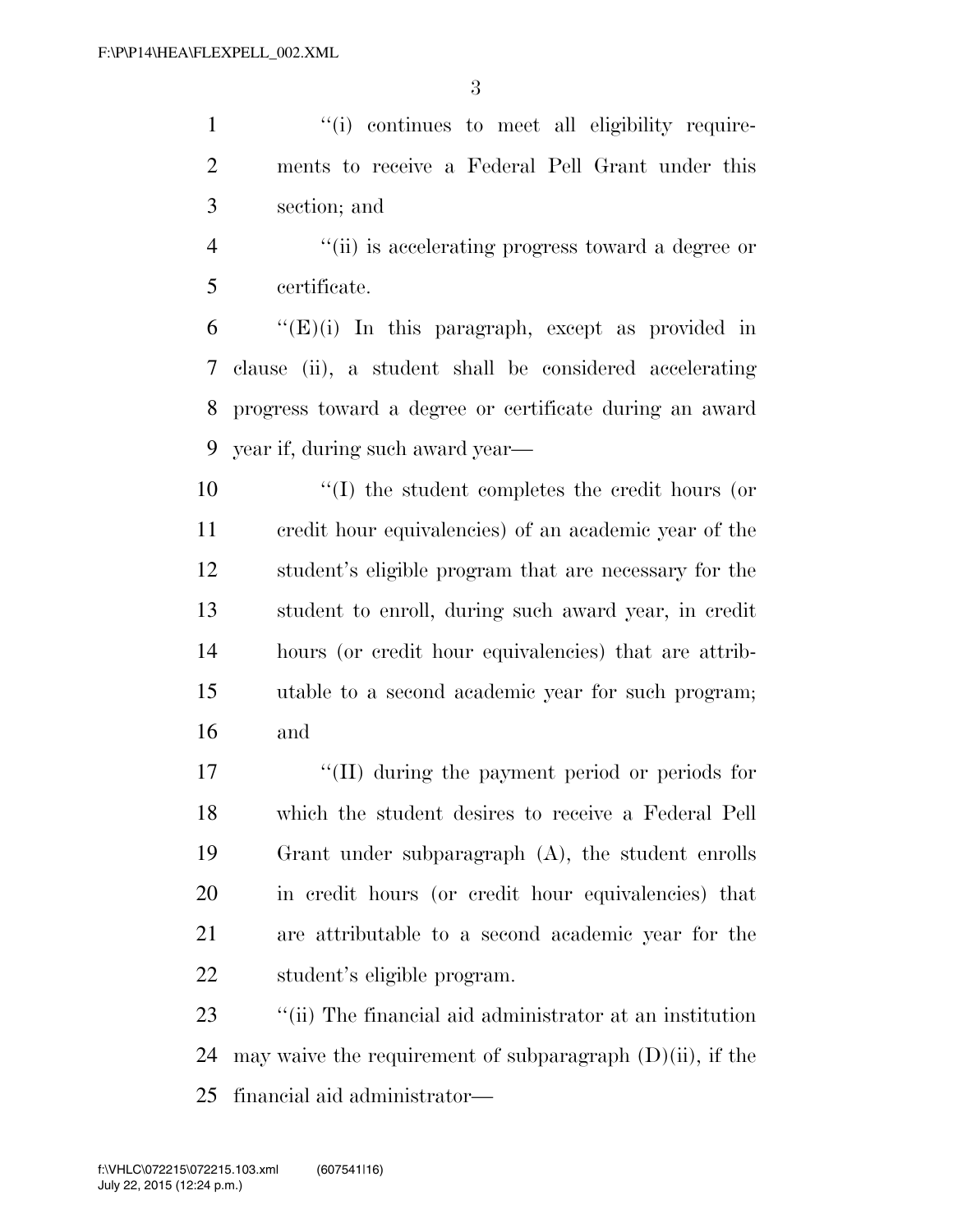“(i) continues to meet all eligibility requirements to receive a Federal Pell Grant under this section; and

“(ii) is accelerating progress toward a degree or certificate.

“(E)(i) In this paragraph, except as provided in clause (ii), a student shall be considered accelerating progress toward a degree or certificate during an award year if, during such award year—

“(I) the student completes the credit hours (or credit hour equivalencies) of an academic year of the student’s eligible program that are necessary for the student to enroll, during such award year, in credit hours (or credit hour equivalencies) that are attributable to a second academic year for such program; and

“(II) during the payment period or periods for which the student desires to receive a Federal Pell Grant under subparagraph (A), the student enrolls in credit hours (or credit hour equivalencies) that are attributable to a second academic year for the student’s eligible program.

“(ii) The financial aid administrator at an institution may waive the requirement of subparagraph (D)(ii), if the financial aid administrator—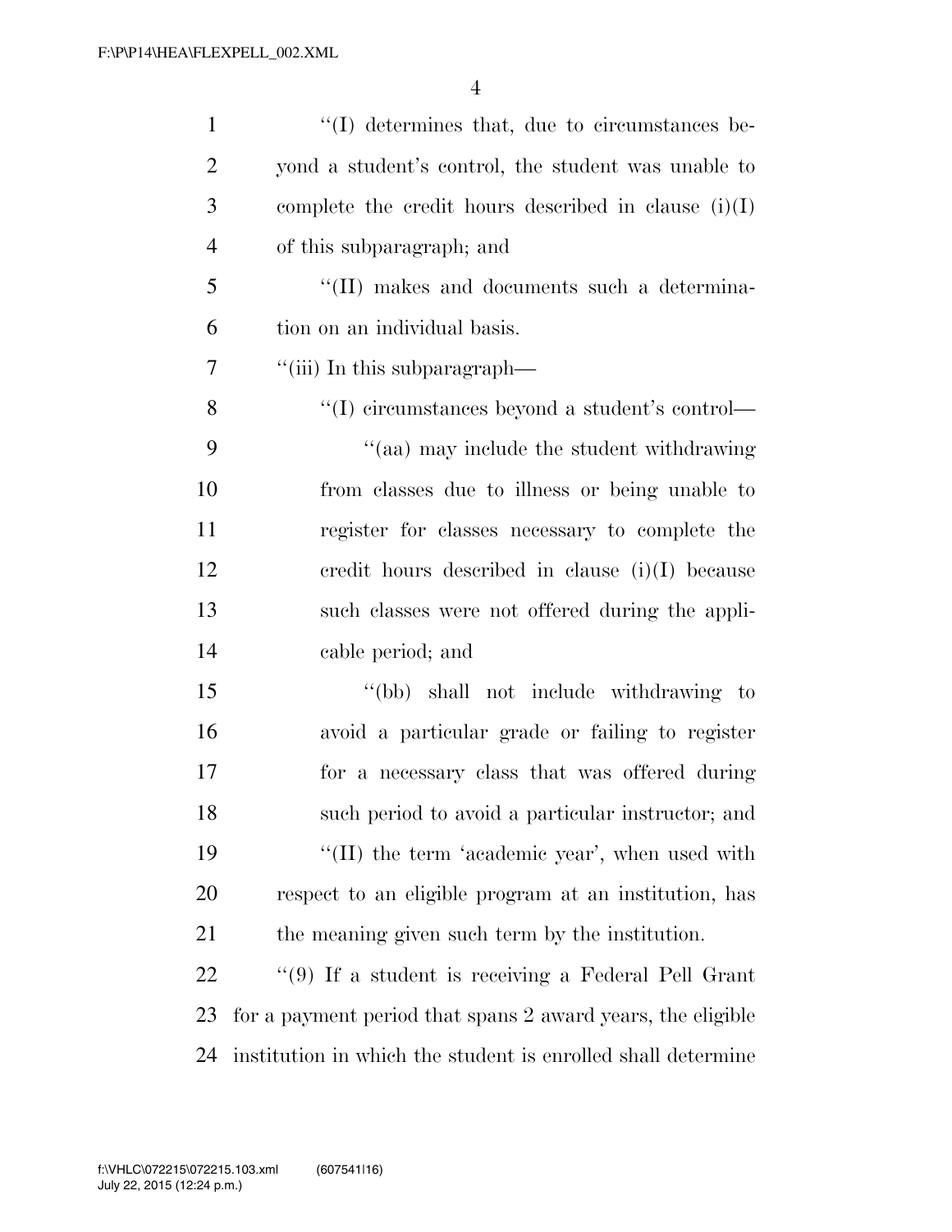''(I) determines that, due to circumstances beyond a student's control, the student was unable to complete the credit hours described in clause (i)(I) of this subparagraph; and

''(II) makes and documents such a determination on an individual basis.

''(iii) In this subparagraph—

''(I) circumstances beyond a student's control—

''(aa) may include the student withdrawing from classes due to illness or being unable to register for classes necessary to complete the credit hours described in clause (i)(I) because such classes were not offered during the applicable period; and

''(bb) shall not include withdrawing to avoid a particular grade or failing to register for a necessary class that was offered during such period to avoid a particular instructor; and

''(II) the term 'academic year', when used with respect to an eligible program at an institution, has the meaning given such term by the institution.

''(9) If a student is receiving a Federal Pell Grant for a payment period that spans 2 award years, the eligible institution in which the student is enrolled shall determine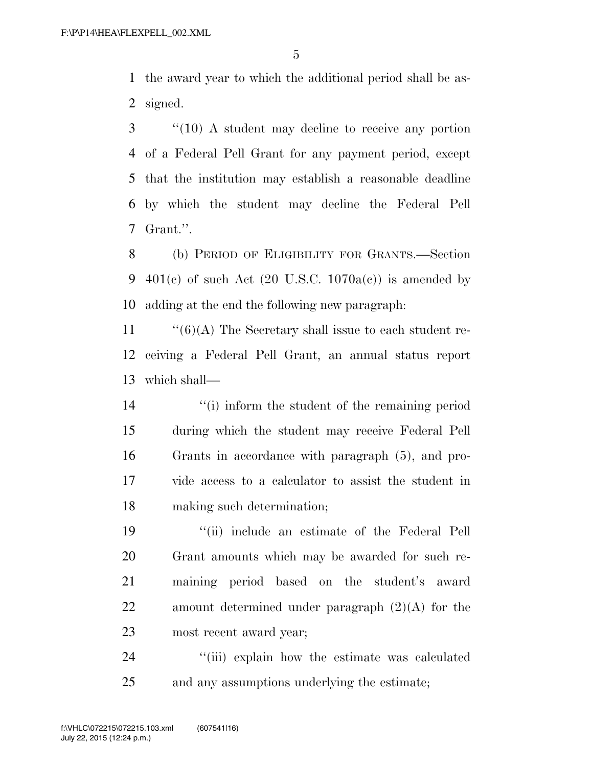the award year to which the additional period shall be assigned.

''(10) A student may decline to receive any portion of a Federal Pell Grant for any payment period, except that the institution may establish a reasonable deadline by which the student may decline the Federal Pell Grant.''.

(b) PERIOD OF ELIGIBILITY FOR GRANTS.—Section 401(c) of such Act (20 U.S.C. 1070a(c)) is amended by adding at the end the following new paragraph:

''(6)(A) The Secretary shall issue to each student receiving a Federal Pell Grant, an annual status report which shall—

''(i) inform the student of the remaining period during which the student may receive Federal Pell Grants in accordance with paragraph (5), and provide access to a calculator to assist the student in making such determination;

''(ii) include an estimate of the Federal Pell Grant amounts which may be awarded for such remaining period based on the student's award amount determined under paragraph (2)(A) for the most recent award year;

''(iii) explain how the estimate was calculated and any assumptions underlying the estimate;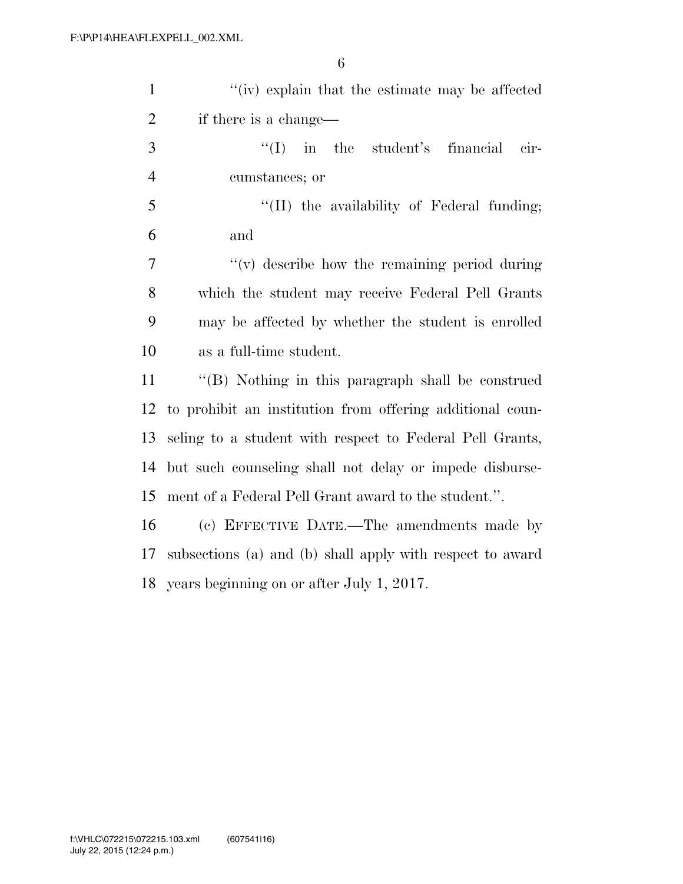"(iv) explain that the estimate may be affected if there is a change—

"(I) in the student's financial circumstances; or

"(II) the availability of Federal funding; and

"(v) describe how the remaining period during which the student may receive Federal Pell Grants may be affected by whether the student is enrolled as a full-time student.

"(B) Nothing in this paragraph shall be construed to prohibit an institution from offering additional counseling to a student with respect to Federal Pell Grants, but such counseling shall not delay or impede disbursement of a Federal Pell Grant award to the student.".

(c) EFFECTIVE DATE.—The amendments made by subsections (a) and (b) shall apply with respect to award years beginning on or after July 1, 2017.